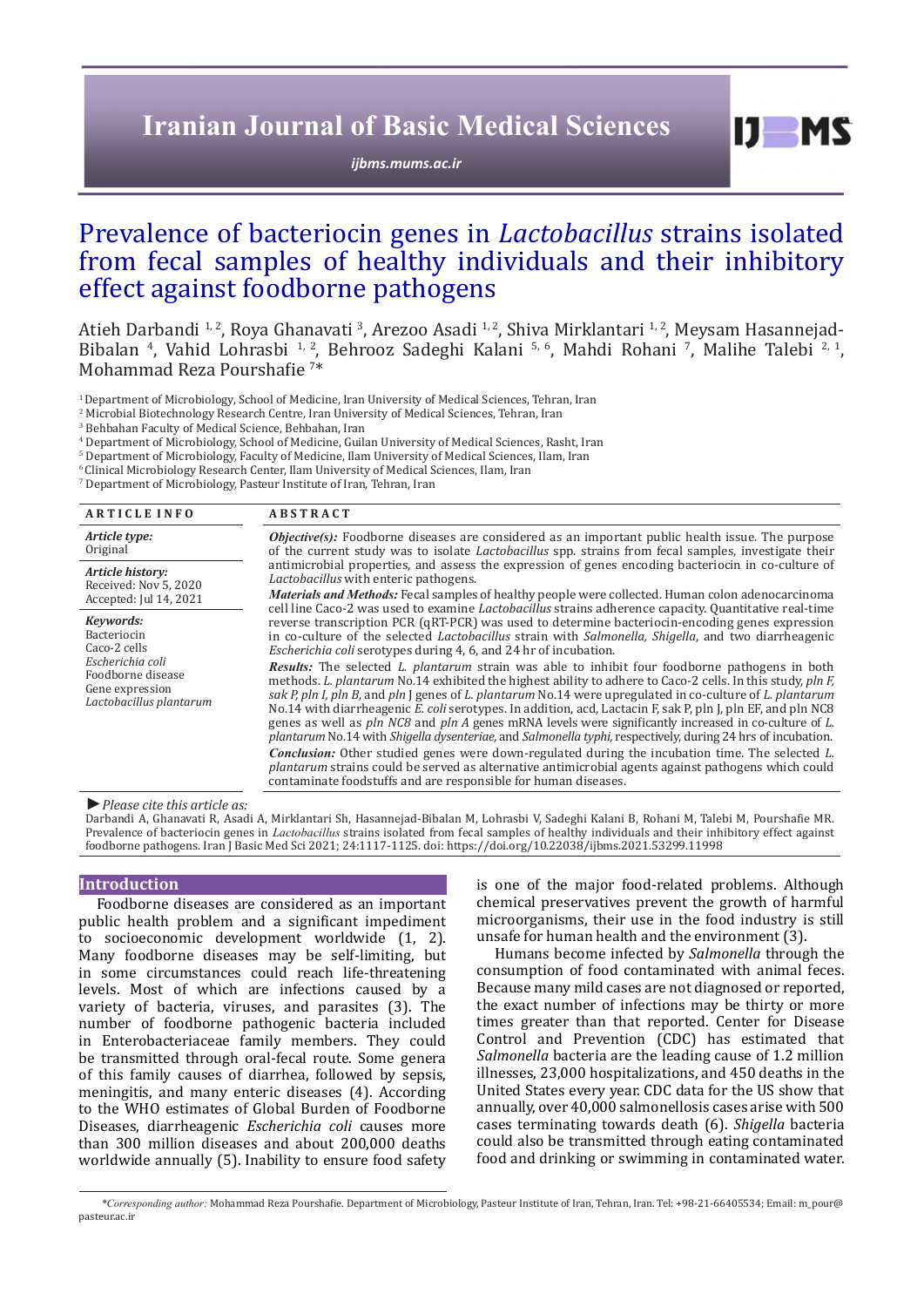# Prevalence of bacteriocin genes in *Lactobacillus* strains isolated from fecal samples of healthy individuals and their inhibitory effect against foodborne pathogens

Atieh Darbandi [1, 2], Roya Ghanavati [3], Arezoo Asadi [1, 2], Shiva Mirklantari [1, 2], Meysam Hasannejad-Bibalan [4], Vahid Lohrasbi [1, 2], Behrooz Sadeghi Kalani [5, 6], Mahdi Rohani [7], Malihe Talebi [2, 1], Mohammad Reza Pourshafie [7]*

[1] Department of Microbiology, School of Medicine, Iran University of Medical Sciences, Tehran, Iran
[2] Microbial Biotechnology Research Centre, Iran University of Medical Sciences, Tehran, Iran
[3] Behbahan Faculty of Medical Science, Behbahan, Iran
[4] Department of Microbiology, School of Medicine, Guilan University of Medical Sciences, Rasht, Iran
[5] Department of Microbiology, Faculty of Medicine, Ilam University of Medical Sciences, Ilam, Iran
[6] Clinical Microbiology Research Center, Ilam University of Medical Sciences, Ilam, Iran
[7] Department of Microbiology, Pasteur Institute of Iran, Tehran, Iran

## ARTICLE INFO

***Article type:***
Original

***Article history:***
Received: Nov 5, 2020
Accepted: Jul 14, 2021

***Keywords:***
Bacteriocin
Caco-2 cells
*Escherichia coli*
Foodborne disease
Gene expression
*Lactobacillus plantarum*

## ABSTRACT

***Objective(s):*** Foodborne diseases are considered as an important public health issue. The purpose of the current study was to isolate *Lactobacillus* spp. strains from fecal samples, investigate their antimicrobial properties, and assess the expression of genes encoding bacteriocin in co-culture of *Lactobacillus* with enteric pathogens.

***Materials and Methods:*** Fecal samples of healthy people were collected. Human colon adenocarcinoma cell line Caco-2 was used to examine *Lactobacillus* strains adherence capacity. Quantitative real-time reverse transcription PCR (qRT-PCR) was used to determine bacteriocin-encoding genes expression in co-culture of the selected *Lactobacillus* strain with *Salmonella, Shigella*, and two diarrheagenic *Escherichia coli* serotypes during 4, 6, and 24 hr of incubation.

***Results:*** The selected *L. plantarum* strain was able to inhibit four foodborne pathogens in both methods. *L. plantarum* No.14 exhibited the highest ability to adhere to Caco-2 cells. In this study, *pln F, sak P, pln I, pln B*, and *pln* J genes of *L. plantarum* No.14 were upregulated in co-culture of *L. plantarum* No.14 with diarrheagenic *E. coli* serotypes. In addition, acd, Lactacin F, sak P, pln J, pln EF, and pln NC8 genes as well as *pln NC8* and *pln A* genes mRNA levels were significantly increased in co-culture of *L. plantarum* No.14 with *Shigella dysenteriae,* and *Salmonella typhi,* respectively, during 24 hrs of incubation.

***Conclusion:*** Other studied genes were down-regulated during the incubation time. The selected *L. plantarum* strains could be served as alternative antimicrobial agents against pathogens which could contaminate foodstuffs and are responsible for human diseases.

► *Please cite this article as:*

Darbandi A, Ghanavati R, Asadi A, Mirklantari Sh, Hasannejad-Bibalan M, Lohrasbi V, Sadeghi Kalani B, Rohani M, Talebi M, Pourshafie MR. Prevalence of bacteriocin genes in *Lactobacillus* strains isolated from fecal samples of healthy individuals and their inhibitory effect against foodborne pathogens. Iran J Basic Med Sci 2021; 24:1117-1125. doi: https://doi.org/10.22038/ijbms.2021.53299.11998

## Introduction

Foodborne diseases are considered as an important public health problem and a significant impediment to socioeconomic development worldwide (1, 2). Many foodborne diseases may be self-limiting, but in some circumstances could reach life-threatening levels. Most of which are infections caused by a variety of bacteria, viruses, and parasites (3). The number of foodborne pathogenic bacteria included in Enterobacteriaceae family members. They could be transmitted through oral-fecal route. Some genera of this family causes of diarrhea, followed by sepsis, meningitis, and many enteric diseases (4). According to the WHO estimates of Global Burden of Foodborne Diseases, diarrheagenic *Escherichia coli* causes more than 300 million diseases and about 200,000 deaths worldwide annually (5). Inability to ensure food safety is one of the major food-related problems. Although chemical preservatives prevent the growth of harmful microorganisms, their use in the food industry is still unsafe for human health and the environment (3).

Humans become infected by *Salmonella* through the consumption of food contaminated with animal feces. Because many mild cases are not diagnosed or reported, the exact number of infections may be thirty or more times greater than that reported. Center for Disease Control and Prevention (CDC) has estimated that *Salmonella* bacteria are the leading cause of 1.2 million illnesses, 23,000 hospitalizations, and 450 deaths in the United States every year. CDC data for the US show that annually, over 40,000 salmonellosis cases arise with 500 cases terminating towards death (6). *Shigella* bacteria could also be transmitted through eating contaminated food and drinking or swimming in contaminated water.

*\*Corresponding author:* Mohammad Reza Pourshafie. Department of Microbiology, Pasteur Institute of Iran, Tehran, Iran. Tel: +98-21-66405534; Email: m_pour@pasteur.ac.ir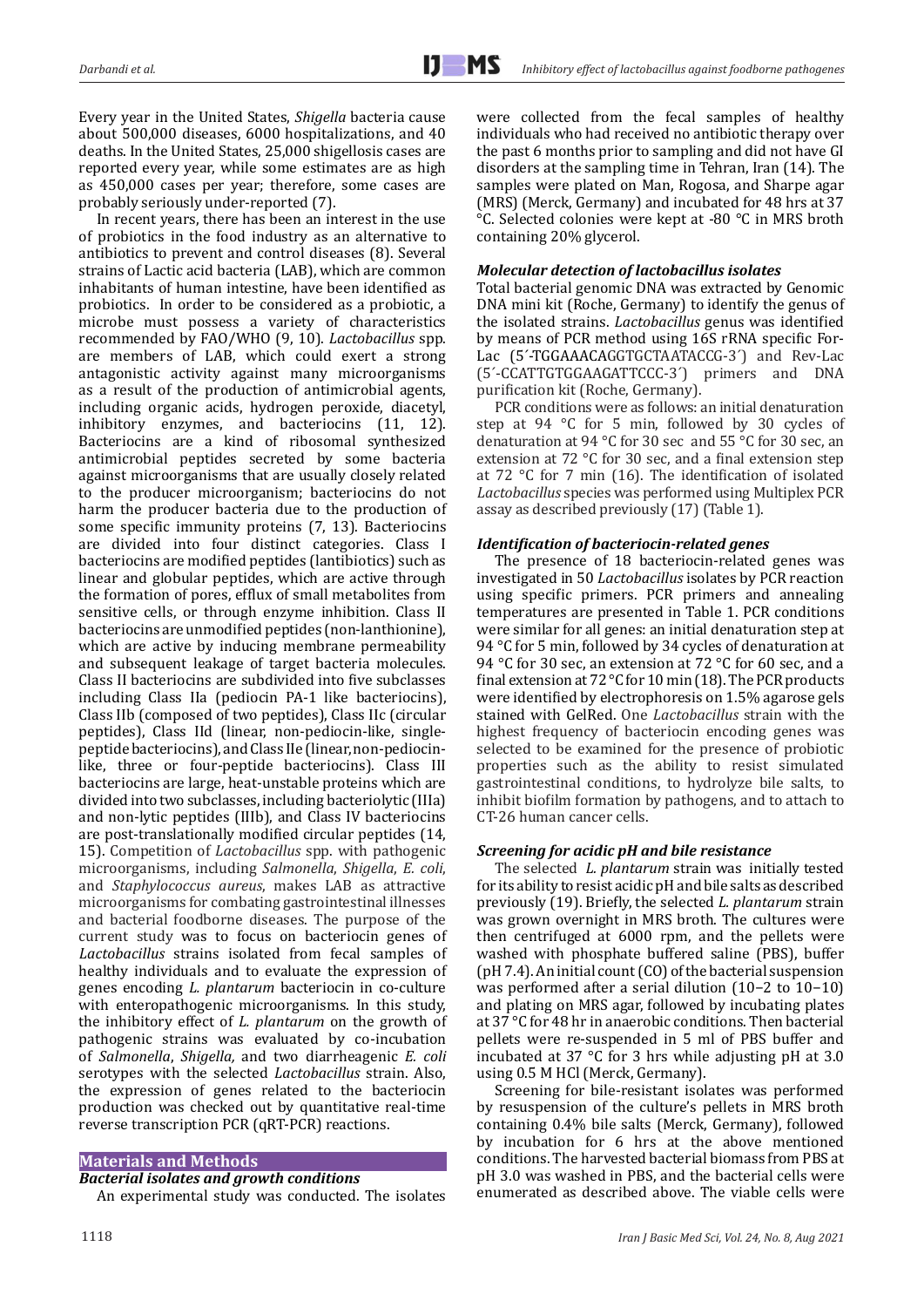Every year in the United States, *Shigella* bacteria cause about 500,000 diseases, 6000 hospitalizations, and 40 deaths. In the United States, 25,000 shigellosis cases are reported every year, while some estimates are as high as 450,000 cases per year; therefore, some cases are probably seriously under-reported (7).

In recent years, there has been an interest in the use of probiotics in the food industry as an alternative to antibiotics to prevent and control diseases (8). Several strains of Lactic acid bacteria (LAB), which are common inhabitants of human intestine, have been identified as probiotics. In order to be considered as a probiotic, a microbe must possess a variety of characteristics recommended by FAO/WHO (9, 10). *Lactobacillus* spp. are members of LAB, which could exert a strong antagonistic activity against many microorganisms as a result of the production of antimicrobial agents, including organic acids, hydrogen peroxide, diacetyl, inhibitory enzymes, and bacteriocins (11, 12). Bacteriocins are a kind of ribosomal synthesized antimicrobial peptides secreted by some bacteria against microorganisms that are usually closely related to the producer microorganism; bacteriocins do not harm the producer bacteria due to the production of some specific immunity proteins (7, 13). Bacteriocins are divided into four distinct categories. Class I bacteriocins are modified peptides (lantibiotics) such as linear and globular peptides, which are active through the formation of pores, efflux of small metabolites from sensitive cells, or through enzyme inhibition. Class II bacteriocins are unmodified peptides (non-lanthionine), which are active by inducing membrane permeability and subsequent leakage of target bacteria molecules. Class II bacteriocins are subdivided into five subclasses including Class IIa (pediocin PA-1 like bacteriocins), Class IIb (composed of two peptides), Class IIc (circular peptides), Class IId (linear, non-pediocin-like, single-peptide bacteriocins), and Class IIe (linear, non-pediocin-like, three or four-peptide bacteriocins). Class III bacteriocins are large, heat-unstable proteins which are divided into two subclasses, including bacteriolytic (IIIa) and non-lytic peptides (IIIb), and Class IV bacteriocins are post-translationally modified circular peptides (14, 15). Competition of *Lactobacillus* spp. with pathogenic microorganisms, including *Salmonella*, *Shigella*, *E. coli*, and *Staphylococcus aureus*, makes LAB as attractive microorganisms for combating gastrointestinal illnesses and bacterial foodborne diseases. The purpose of the current study was to focus on bacteriocin genes of *Lactobacillus* strains isolated from fecal samples of healthy individuals and to evaluate the expression of genes encoding *L. plantarum* bacteriocin in co-culture with enteropathogenic microorganisms. In this study, the inhibitory effect of *L. plantarum* on the growth of pathogenic strains was evaluated by co-incubation of *Salmonella*, *Shigella*, and two diarrheagenic *E. coli* serotypes with the selected *Lactobacillus* strain. Also, the expression of genes related to the bacteriocin production was checked out by quantitative real-time reverse transcription PCR (qRT-PCR) reactions.

## Materials and Methods

### *Bacterial isolates and growth conditions*

An experimental study was conducted. The isolates were collected from the fecal samples of healthy individuals who had received no antibiotic therapy over the past 6 months prior to sampling and did not have GI disorders at the sampling time in Tehran, Iran (14). The samples were plated on Man, Rogosa, and Sharpe agar (MRS) (Merck, Germany) and incubated for 48 hrs at 37 °C. Selected colonies were kept at -80 °C in MRS broth containing 20% glycerol.

### *Molecular detection of lactobacillus isolates*

Total bacterial genomic DNA was extracted by Genomic DNA mini kit (Roche, Germany) to identify the genus of the isolated strains. *Lactobacillus* genus was identified by means of PCR method using 16S rRNA specific For-Lac (5´-TGGAAACAGGTGCTAATACCG-3´) and Rev-Lac (5´-CCATTGTGGAAGATTCCC-3´) primers and DNA purification kit (Roche, Germany).

PCR conditions were as follows: an initial denaturation step at 94 °C for 5 min, followed by 30 cycles of denaturation at 94 °C for 30 sec and 55 °C for 30 sec, an extension at 72 °C for 30 sec, and a final extension step at 72 °C for 7 min (16). The identification of isolated *Lactobacillus* species was performed using Multiplex PCR assay as described previously (17) (Table 1).

### *Identification of bacteriocin-related genes*

The presence of 18 bacteriocin-related genes was investigated in 50 *Lactobacillus* isolates by PCR reaction using specific primers. PCR primers and annealing temperatures are presented in Table 1. PCR conditions were similar for all genes: an initial denaturation step at 94 °C for 5 min, followed by 34 cycles of denaturation at 94 °C for 30 sec, an extension at 72 °C for 60 sec, and a final extension at 72 °C for 10 min (18). The PCR products were identified by electrophoresis on 1.5% agarose gels stained with GelRed. One *Lactobacillus* strain with the highest frequency of bacteriocin encoding genes was selected to be examined for the presence of probiotic properties such as the ability to resist simulated gastrointestinal conditions, to hydrolyze bile salts, to inhibit biofilm formation by pathogens, and to attach to CT-26 human cancer cells.

### *Screening for acidic pH and bile resistance*

The selected *L. plantarum* strain was initially tested for its ability to resist acidic pH and bile salts as described previously (19). Briefly, the selected *L. plantarum* strain was grown overnight in MRS broth. The cultures were then centrifuged at 6000 rpm, and the pellets were washed with phosphate buffered saline (PBS), buffer (pH 7.4). An initial count (CO) of the bacterial suspension was performed after a serial dilution (10−2 to 10−10) and plating on MRS agar, followed by incubating plates at 37 °C for 48 hr in anaerobic conditions. Then bacterial pellets were re-suspended in 5 ml of PBS buffer and incubated at 37 °C for 3 hrs while adjusting pH at 3.0 using 0.5 M HCl (Merck, Germany).

Screening for bile-resistant isolates was performed by resuspension of the culture's pellets in MRS broth containing 0.4% bile salts (Merck, Germany), followed by incubation for 6 hrs at the above mentioned conditions. The harvested bacterial biomass from PBS at pH 3.0 was washed in PBS, and the bacterial cells were enumerated as described above. The viable cells were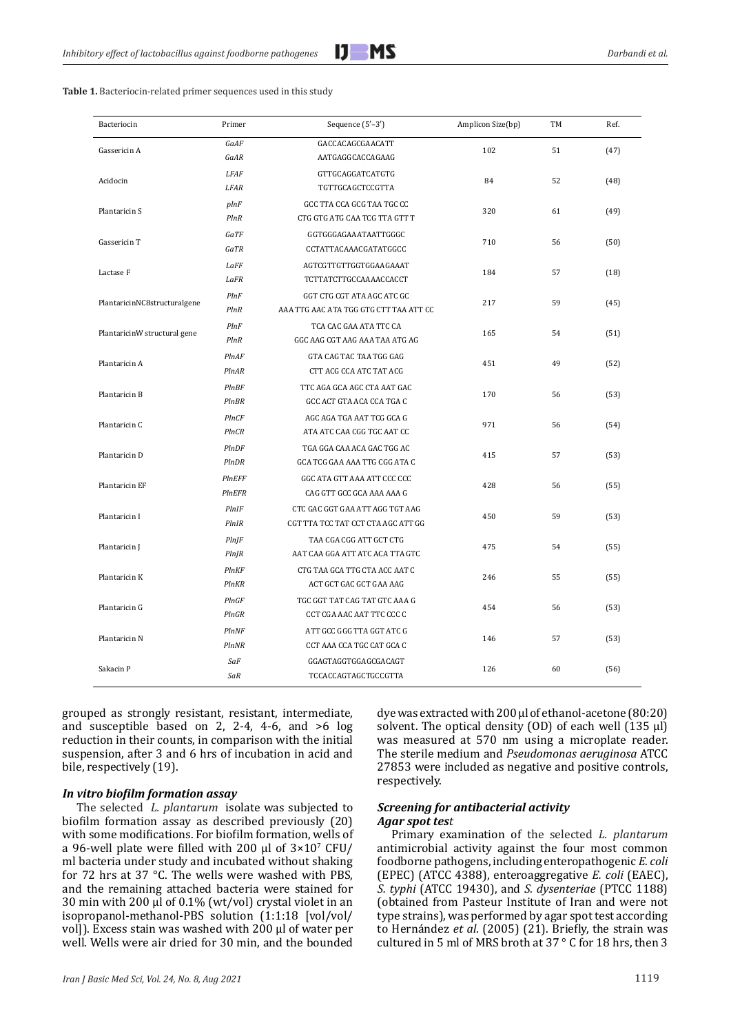**Table 1.** Bacteriocin-related primer sequences used in this study

| Bacteriocin | Primer | Sequence (5′–3′) | Amplicon Size(bp) | TM | Ref. |
|---|---|---|---|---|---|
| Gassericin A | *GaAF* | GACCACAGCGAACATT | 102 | 51 | (47) |
| | *GaAR* | AATGAGGCACCAGAAG | | | |
| Acidocin | *LFAF* | GTTGCAGGATCATGTG | 84 | 52 | (48) |
| | *LFAR* | TGTTGCAGCTCCGTTA | | | |
| Plantaricin S | *plnF* | GCC TTA CCA GCG TAA TGC CC | 320 | 61 | (49) |
| | *PlnR* | CTG GTG ATG CAA TCG TTA GTT T | | | |
| Gassericin T | *GaTF* | GGTGGGAGAAATAATTGGGC | 710 | 56 | (50) |
| | *GaTR* | CCTATTACAAACGATATGGCC | | | |
| Lactase F | *LaFF* | AGTCGTTGTTGGTGGAAGAAAT | 184 | 57 | (18) |
| | *LaFR* | TCTTATCTTGCCAAAACCACCT | | | |
| PlantaricinNC8structuralgene | *PlnF* | GGT CTG CGT ATA AGC ATC GC | 217 | 59 | (45) |
| | *PlnR* | AAA TTG AAC ATA TGG GTG CTT TAA ATT CC | | | |
| PlantaricinW structural gene | *PlnF* | TCA CAC GAA ATA TTC CA | 165 | 54 | (51) |
| | *PlnR* | GGC AAG CGT AAG AAA TAA ATG AG | | | |
| Plantaricin A | *PlnAF* | GTA CAG TAC TAA TGG GAG | 451 | 49 | (52) |
| | *PlnAR* | CTT ACG CCA ATC TAT ACG | | | |
| Plantaricin B | *PlnBF* | TTC AGA GCA AGC CTA AAT GAC | 170 | 56 | (53) |
| | *PlnBR* | GCC ACT GTA ACA CCA TGA C | | | |
| Plantaricin C | *PlnCF* | AGC AGA TGA AAT TCG GCA G | 971 | 56 | (54) |
| | *PlnCR* | ATA ATC CAA CGG TGC AAT CC | | | |
| Plantaricin D | *PlnDF* | TGA GGA CAA ACA GAC TGG AC | 415 | 57 | (53) |
| | *PlnDR* | GCA TCG GAA AAA TTG CGG ATA C | | | |
| Plantaricin EF | *PlnEFF* | GGC ATA GTT AAA ATT CCC CCC | 428 | 56 | (55) |
| | *PlnEFR* | CAG GTT GCC GCA AAA AAA G | | | |
| Plantaricin I | *PlnIF* | CTC GAC GGT GAA ATT AGG TGT AAG | 450 | 59 | (53) |
| | *PlnIR* | CGT TTA TCC TAT CCT CTA AGC ATT GG | | | |
| Plantaricin J | *PlnJF* | TAA CGA CGG ATT GCT CTG | 475 | 54 | (55) |
| | *PlnJR* | AAT CAA GGA ATT ATC ACA TTA GTC | | | |
| Plantaricin K | *PlnKF* | CTG TAA GCA TTG CTA ACC AAT C | 246 | 55 | (55) |
| | *PlnKR* | ACT GCT GAC GCT GAA AAG | | | |
| Plantaricin G | *PlnGF* | TGC GGT TAT CAG TAT GTC AAA G | 454 | 56 | (53) |
| | *PlnGR* | CCT CGA AAC AAT TTC CCC C | | | |
| Plantaricin N | *PlnNF* | ATT GCC GGG TTA GGT ATC G | 146 | 57 | (53) |
| | *PlnNR* | CCT AAA CCA TGC CAT GCA C | | | |
| Sakacin P | *SaF* | GGAGTAGGTGGAGCGACAGT | 126 | 60 | (56) |
| | *SaR* | TCCACCAGTAGCTGCCGTTA | | | |

grouped as strongly resistant, resistant, intermediate, and susceptible based on 2, 2-4, 4-6, and >6 log reduction in their counts, in comparison with the initial suspension, after 3 and 6 hrs of incubation in acid and bile, respectively (19).

### *In vitro biofilm formation assay*

The selected *L. plantarum* isolate was subjected to biofilm formation assay as described previously (20) with some modifications. For biofilm formation, wells of a 96-well plate were filled with 200 µl of $3\times10^7$ CFU/ml bacteria under study and incubated without shaking for 72 hrs at 37 °C. The wells were washed with PBS, and the remaining attached bacteria were stained for 30 min with 200 µl of 0.1% (wt/vol) crystal violet in an isopropanol-methanol-PBS solution (1:1:18 [vol/vol/vol]). Excess stain was washed with 200 µl of water per well. Wells were air dried for 30 min, and the bounded dye was extracted with 200 µl of ethanol-acetone (80:20) solvent. The optical density (OD) of each well (135 µl) was measured at 570 nm using a microplate reader. The sterile medium and *Pseudomonas aeruginosa* ATCC 27853 were included as negative and positive controls, respectively.

### *Screening for antibacterial activity*

#### *Agar spot test*

Primary examination of the selected *L. plantarum* antimicrobial activity against the four most common foodborne pathogens, including enteropathogenic *E. coli* (EPEC) (ATCC 4388), enteroaggregative *E. coli* (EAEC), *S. typhi* (ATCC 19430), and *S. dysenteriae* (PTCC 1188) (obtained from Pasteur Institute of Iran and were not type strains), was performed by agar spot test according to Hernández *et al*. (2005) (21). Briefly, the strain was cultured in 5 ml of MRS broth at 37 ° C for 18 hrs, then 3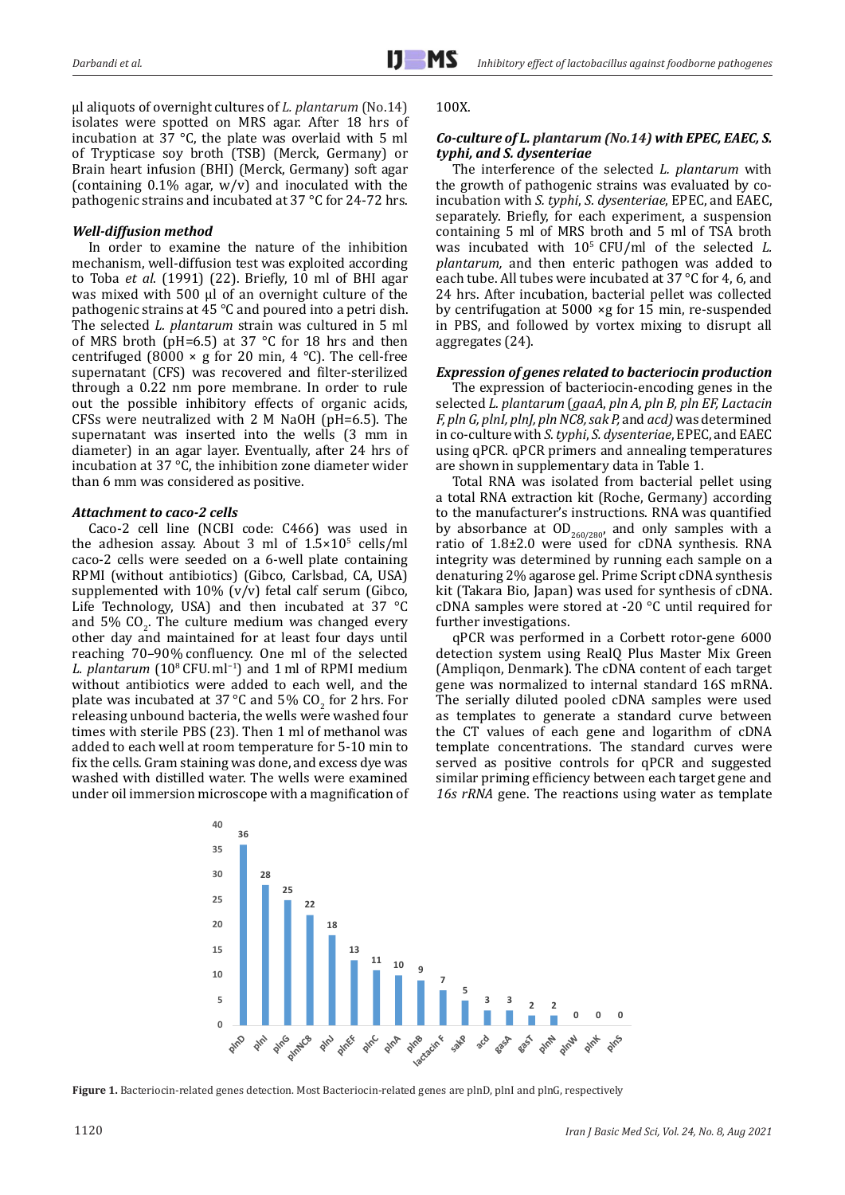μl aliquots of overnight cultures of *L. plantarum* (No.14) isolates were spotted on MRS agar. After 18 hrs of incubation at 37 °C, the plate was overlaid with 5 ml of Trypticase soy broth (TSB) (Merck, Germany) or Brain heart infusion (BHI) (Merck, Germany) soft agar (containing 0.1% agar, w/v) and inoculated with the pathogenic strains and incubated at 37 °C for 24-72 hrs.

### *Well-diffusion method*

In order to examine the nature of the inhibition mechanism, well-diffusion test was exploited according to Toba *et al*. (1991) (22). Briefly, 10 ml of BHI agar was mixed with 500 μl of an overnight culture of the pathogenic strains at 45 °C and poured into a petri dish. The selected *L. plantarum* strain was cultured in 5 ml of MRS broth (pH=6.5) at 37 °C for 18 hrs and then centrifuged (8000 × g for 20 min, 4 °C). The cell-free supernatant (CFS) was recovered and filter-sterilized through a 0.22 nm pore membrane. In order to rule out the possible inhibitory effects of organic acids, CFSs were neutralized with 2 M NaOH (pH=6.5). The supernatant was inserted into the wells (3 mm in diameter) in an agar layer. Eventually, after 24 hrs of incubation at 37 °C, the inhibition zone diameter wider than 6 mm was considered as positive.

### *Attachment to caco-2 cells*

Caco-2 cell line (NCBI code: C466) was used in the adhesion assay. About 3 ml of $1.5 \times 10^5$ cells/ml caco-2 cells were seeded on a 6-well plate containing RPMI (without antibiotics) (Gibco, Carlsbad, CA, USA) supplemented with 10% (v/v) fetal calf serum (Gibco, Life Technology, USA) and then incubated at 37 °C and 5% $CO_2$. The culture medium was changed every other day and maintained for at least four days until reaching 70–90% confluency. One ml of the selected *L. plantarum* ($10^8$ CFU. ml$^{-1}$) and 1 ml of RPMI medium without antibiotics were added to each well, and the plate was incubated at 37 °C and 5% $CO_2$ for 2 hrs. For releasing unbound bacteria, the wells were washed four times with sterile PBS (23). Then 1 ml of methanol was added to each well at room temperature for 5-10 min to fix the cells. Gram staining was done, and excess dye was washed with distilled water. The wells were examined under oil immersion microscope with a magnification of 100X.

### *Co-culture of L. plantarum (No.14) with EPEC, EAEC, S. typhi, and S. dysenteriae*

The interference of the selected *L. plantarum* with the growth of pathogenic strains was evaluated by co-incubation with *S. typhi*, *S. dysenteriae*, EPEC, and EAEC, separately. Briefly, for each experiment, a suspension containing 5 ml of MRS broth and 5 ml of TSA broth was incubated with $10^5$ CFU/ml of the selected *L. plantarum,* and then enteric pathogen was added to each tube. All tubes were incubated at 37 °C for 4, 6, and 24 hrs. After incubation, bacterial pellet was collected by centrifugation at 5000 ×g for 15 min, re-suspended in PBS, and followed by vortex mixing to disrupt all aggregates (24).

### *Expression of genes related to bacteriocin production*

The expression of bacteriocin-encoding genes in the selected *L. plantarum* (*gaaA*, *pln A*, *pln B*, *pln EF*, *Lactacin F*, *pln G*, *plnI*, *plnJ*, *pln NC8*, *sak P*, and *acd)* was determined in co-culture with *S. typhi*, *S. dysenteriae*, EPEC, and EAEC using qPCR. qPCR primers and annealing temperatures are shown in supplementary data in Table 1.

Total RNA was isolated from bacterial pellet using a total RNA extraction kit (Roche, Germany) according to the manufacturer's instructions. RNA was quantified by absorbance at $OD_{260/280}$, and only samples with a ratio of 1.8±2.0 were used for cDNA synthesis. RNA integrity was determined by running each sample on a denaturing 2% agarose gel. Prime Script cDNA synthesis kit (Takara Bio, Japan) was used for synthesis of cDNA. cDNA samples were stored at -20 °C until required for further investigations.

qPCR was performed in a Corbett rotor-gene 6000 detection system using RealQ Plus Master Mix Green (Ampliqon, Denmark). The cDNA content of each target gene was normalized to internal standard 16S mRNA. The serially diluted pooled cDNA samples were used as templates to generate a standard curve between the CT values of each gene and logarithm of cDNA template concentrations. The standard curves were served as positive controls for qPCR and suggested similar priming efficiency between each target gene and *16s rRNA* gene. The reactions using water as template

| Gene | Value |
|---|---|
| plnD | 36 |
| plnI | 28 |
| plnG | 25 |
| plnNC8 | 22 |
| plnJ | 18 |
| plnEF | 13 |
| plnC | 11 |
| plnA | 10 |
| plnB | 9 |
| lactacin F | 7 |
| sakP | 5 |
| acd | 3 |
| gasA | 3 |
| gasT | 2 |
| plnN | 2 |
| plnW | 0 |
| plnK | 0 |
| plnS | 0 |

**Figure 1.** Bacteriocin-related genes detection. Most Bacteriocin-related genes are plnD, plnI and plnG, respectively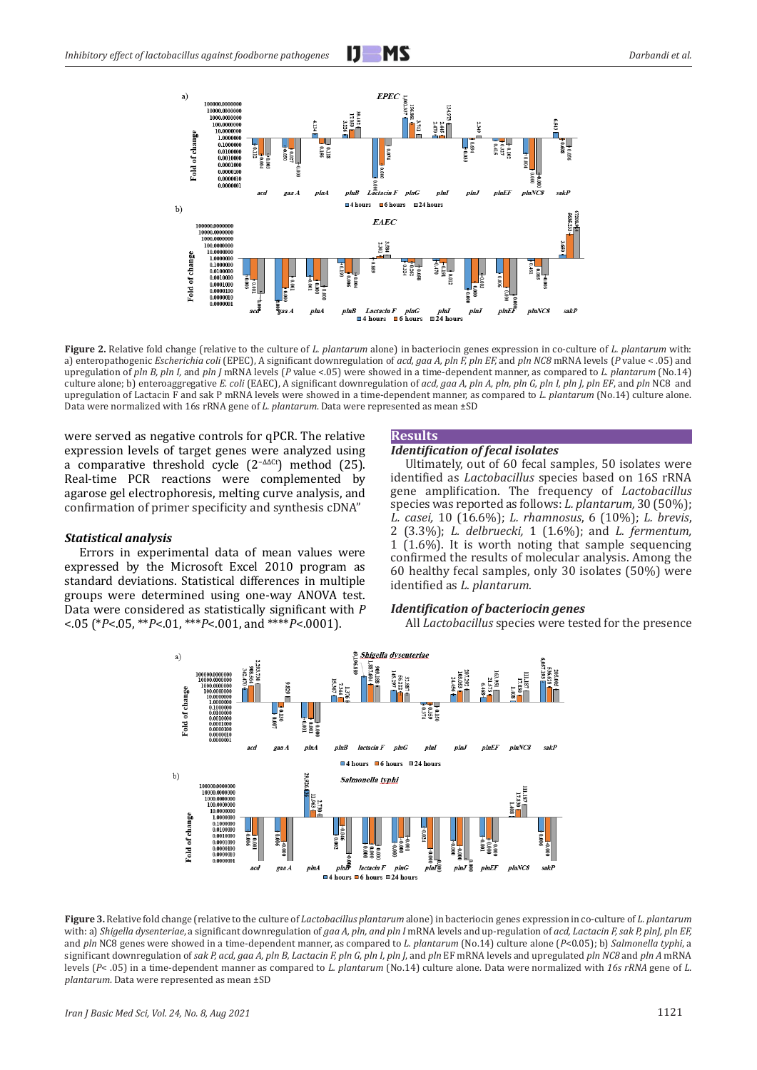**Figure 2.** Relative fold change (relative to the culture of *L. plantarum* alone) in bacteriocin genes expression in co-culture of *L. plantarum* with: a) enteropathogenic *Escherichia coli* (EPEC), A significant downregulation of *acd, gaa A, pln F, pln EF,* and *pln NC8* mRNA levels (*P* value < .05) and upregulation of *pln B, pln I,* and *pln J* mRNA levels (*P* value <.05) were showed in a time-dependent manner, as compared to *L. plantarum* (No.14) culture alone; b) enteroaggregative *E. coli* (EAEC), A significant downregulation of *acd, gaa A, pln A, pln, pln G, pln I, pln J, pln EF*, and *pln* NC8 and upregulation of Lactacin F and sak P mRNA levels were showed in a time-dependent manner, as compared to *L. plantarum* (No.14) culture alone. Data were normalized with 16s rRNA gene of *L. plantarum*. Data were represented as mean ±SD

were served as negative controls for qPCR. The relative expression levels of target genes were analyzed using a comparative threshold cycle ($2^{-\Delta\Delta Ct}$) method (25). Real-time PCR reactions were complemented by agarose gel electrophoresis, melting curve analysis, and confirmation of primer specificity and synthesis cDNA"

### *Statistical analysis*

Errors in experimental data of mean values were expressed by the Microsoft Excel 2010 program as standard deviations. Statistical differences in multiple groups were determined using one-way ANOVA test. Data were considered as statistically significant with $P < .05$ (\**P*<.05, \*\**P*<.01, \*\*\**P*<.001, and \*\*\*\**P*<.0001).

## Results

### *Identification of fecal isolates*

Ultimately, out of 60 fecal samples, 50 isolates were identified as *Lactobacillus* species based on 16S rRNA gene amplification. The frequency of *Lactobacillus* species was reported as follows: *L. plantarum,* 30 (50%); *L. casei,* 10 (16.6%); *L. rhamnosus*, 6 (10%); *L. brevis*, 2 (3.3%); *L. delbruecki,* 1 (1.6%); and *L. fermentum,* 1 (1.6%). It is worth noting that sample sequencing confirmed the results of molecular analysis. Among the 60 healthy fecal samples, only 30 isolates (50%) were identified as *L. plantarum*.

### *Identification of bacteriocin genes*

All *Lactobacillus* species were tested for the presence

**Figure 3.** Relative fold change (relative to the culture of *Lactobacillus plantarum* alone) in bacteriocin genes expression in co-culture of *L. plantarum* with: a) *Shigella dysenteriae*, a significant downregulation of *gaa A, pln,* and *pln I* mRNA levels and up-regulation of *acd, Lactacin F, sak P, plnJ, pln EF,* and *pln* NC8 genes were showed in a time-dependent manner, as compared to *L. plantarum* (No.14) culture alone (*P*<0.05); b) *Salmonella typhi*, a significant downregulation of *sak P, acd, gaa A, pln B, Lactacin F, pln G, pln I, pln J*, and *pln* EF mRNA levels and upregulated *pln NC8* and *pln A* mRNA levels (*P*< .05) in a time-dependent manner as compared to *L. plantarum* (No.14) culture alone. Data were normalized with *16s rRNA* gene of *L. plantarum.* Data were represented as mean ±SD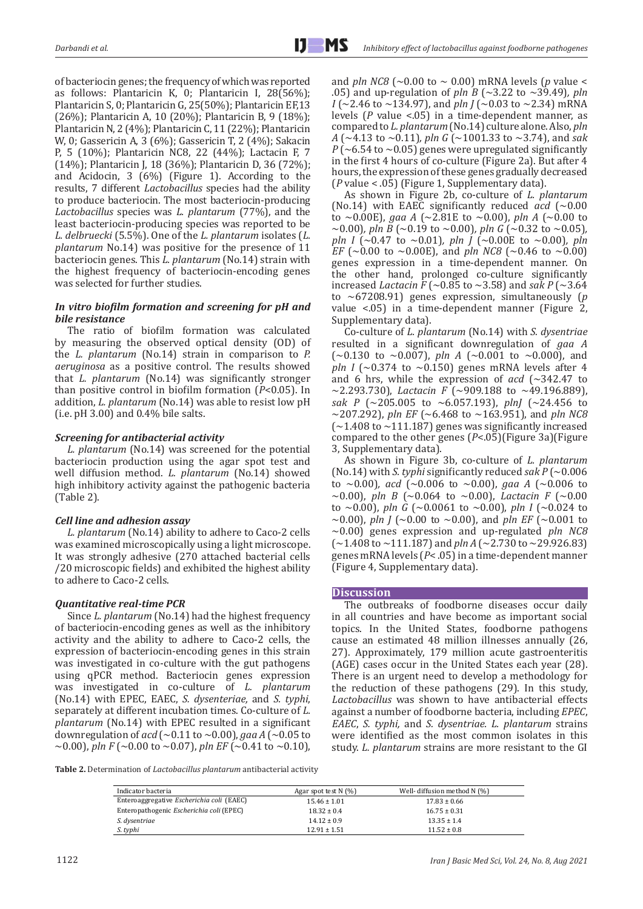of bacteriocin genes; the frequency of which was reported as follows: Plantaricin K, 0; Plantaricin I, 28(56%); Plantaricin S, 0; Plantaricin G, 25(50%); Plantaricin EF,13 (26%); Plantaricin A, 10 (20%); Plantaricin B, 9 (18%); Plantaricin N, 2 (4%); Plantaricin C, 11 (22%); Plantaricin W, 0; Gassericin A, 3 (6%); Gassericin T, 2 (4%); Sakacin P, 5 (10%); Plantaricin NC8, 22 (44%); Lactacin F, 7 (14%); Plantaricin J, 18 (36%); Plantaricin D, 36 (72%); and Acidocin, 3 (6%) (Figure 1). According to the results, 7 different *Lactobacillus* species had the ability to produce bacteriocin. The most bacteriocin-producing *Lactobacillus* species was *L. plantarum* (77%), and the least bacteriocin-producing species was reported to be *L. delbruecki* (5.5%). One of the *L. plantarum* isolates (*L. plantarum* No.14) was positive for the presence of 11 bacteriocin genes. This *L. plantarum* (No.14) strain with the highest frequency of bacteriocin-encoding genes was selected for further studies.

### *In vitro biofilm formation and screening for pH and bile resistance*

The ratio of biofilm formation was calculated by measuring the observed optical density (OD) of the *L. plantarum* (No.14) strain in comparison to *P. aeruginosa* as a positive control. The results showed that *L. plantarum* (No.14) was significantly stronger than positive control in biofilm formation ($P<0.05$). In addition, *L. plantarum* (No.14) was able to resist low pH (i.e. pH 3.00) and 0.4% bile salts.

### *Screening for antibacterial activity*

*L. plantarum* (No.14) was screened for the potential bacteriocin production using the agar spot test and well diffusion method. *L. plantarum* (No.14) showed high inhibitory activity against the pathogenic bacteria (Table 2).

### *Cell line and adhesion assay*

*L. plantarum* (No.14) ability to adhere to Caco-2 cells was examined microscopically using a light microscope. It was strongly adhesive (270 attached bacterial cells /20 microscopic fields) and exhibited the highest ability to adhere to Caco-2 cells.

### *Quantitative real-time PCR*

Since *L. plantarum* (No.14) had the highest frequency of bacteriocin-encoding genes as well as the inhibitory activity and the ability to adhere to Caco-2 cells, the expression of bacteriocin-encoding genes in this strain was investigated in co-culture with the gut pathogens using qPCR method. Bacteriocin genes expression was investigated in co-culture of *L. plantarum* (No.14) with EPEC, EAEC, *S. dysenteriae,* and *S. typhi*, separately at different incubation times. Co-culture of *L. plantarum* (No.14) with EPEC resulted in a significant downregulation of *acd* (~0.11 to ~0.00), *gaa A* (~0.05 to ~0.00), *pln F* (~0.00 to ~0.07), *pln EF* (~0.41 to ~0.10), and *pln NC8* (~0.00 to ~ 0.00) mRNA levels (*p* value < .05) and up-regulation of *pln B* (~3.22 to ~39.49), *pln I* (~2.46 to ~134.97), and *pln J* (~0.03 to ~2.34) mRNA levels (*P* value <.05) in a time-dependent manner, as compared to *L. plantarum* (No.14) culture alone. Also, *pln A* (~4.13 to ~0.11), *pln G* (~1001.33 to ~3.74), and *sak P* (~6.54 to ~0.05) genes were upregulated significantly in the first 4 hours of co-culture (Figure 2a). But after 4 hours, the expression of these genes gradually decreased (*P* value < .05) (Figure 1, Supplementary data).

As shown in Figure 2b, co-culture of *L. plantarum* (No.14) with EAEC significantly reduced *acd* (~0.00 to ~0.00E), *gaa A* (~2.81E to ~0.00), *pln A* (~0.00 to ~0.00), *pln B* (~0.19 to ~0.00), *pln G* (~0.32 to ~0.05), *pln I* (~0.47 to ~0.01), *pln J* (~0.00E to ~0.00), *pln EF* (~0.00 to ~0.00E), and *pln NC8* (~0.46 to ~0.00) genes expression in a time-dependent manner. On the other hand, prolonged co-culture significantly increased *Lactacin F* (~0.85 to ~3.58) and *sak P* (~3.64 to ~67208.91) genes expression, simultaneously (*p* value <.05) in a time-dependent manner (Figure 2, Supplementary data).

Co-culture of *L. plantarum* (No.14) with *S. dysentriae* resulted in a significant downregulation of *gaa A* (~0.130 to ~0.007), *pln A* (~0.001 to ~0.000), and *pln I* (~0.374 to ~0.150) genes mRNA levels after 4 and 6 hrs, while the expression of *acd* (~342.47 to ~2.293.730), *Lactacin F* (~909.188 to ~49.196.889), *sak P* (~205.005 to ~6.057.193), *plnJ* (~24.456 to ~207.292), *pln EF* (~6.468 to ~163.951), and *pln NC8* (~1.408 to ~111.187) genes was significantly increased compared to the other genes ($P<.05$)(Figure 3a)(Figure 3, Supplementary data).

As shown in Figure 3b, co-culture of *L. plantarum* (No.14) with *S. typhi* significantly reduced *sak P* (~0.006 to ~0.00), *acd* (~0.006 to ~0.00), *gaa A* (~0.006 to ~0.00), *pln B* (~0.064 to ~0.00), *Lactacin F* (~0.00 to ~0.00), *pln G* (~0.0061 to ~0.00), *pln I* (~0.024 to ~0.00), *pln J* (~0.00 to ~0.00), and *pln EF* (~0.001 to ~0.00) genes expression and up-regulated *pln NC8* (~1.408 to ~111.187) and *pln A* (~2.730 to ~29.926.83) genes mRNA levels ($P< .05$) in a time-dependent manner (Figure 4, Supplementary data).

## Discussion

The outbreaks of foodborne diseases occur daily in all countries and have become as important social topics. In the United States, foodborne pathogens cause an estimated 48 million illnesses annually (26, 27). Approximately, 179 million acute gastroenteritis (AGE) cases occur in the United States each year (28). There is an urgent need to develop a methodology for the reduction of these pathogens (29). In this study, *Lactobacillus* was shown to have antibacterial effects against a number of foodborne bacteria, including *EPEC*, *EAEC*, *S. typhi,* and *S. dysentriae*. *L. plantarum* strains were identified as the most common isolates in this study. *L. plantarum* strains are more resistant to the GI

**Table 2.** Determination of *Lactobacillus plantarum* antibacterial activity

| Indicator bacteria | Agar spot test N (%) | Well- diffusion method N (%) |
|---|---|---|
| Enteroaggregative *Escherichia coli* (EAEC) | 15.46 ± 1.01 | 17.83 ± 0.66 |
| Enteropathogenic *Escherichia coli* (EPEC) | 18.32 ± 0.4 | 16.75 ± 0.31 |
| *S. dysentriae* | 14.12 ± 0.9 | 13.35 ± 1.4 |
| *S. typhi* | 12.91 ± 1.51 | 11.52 ± 0.8 |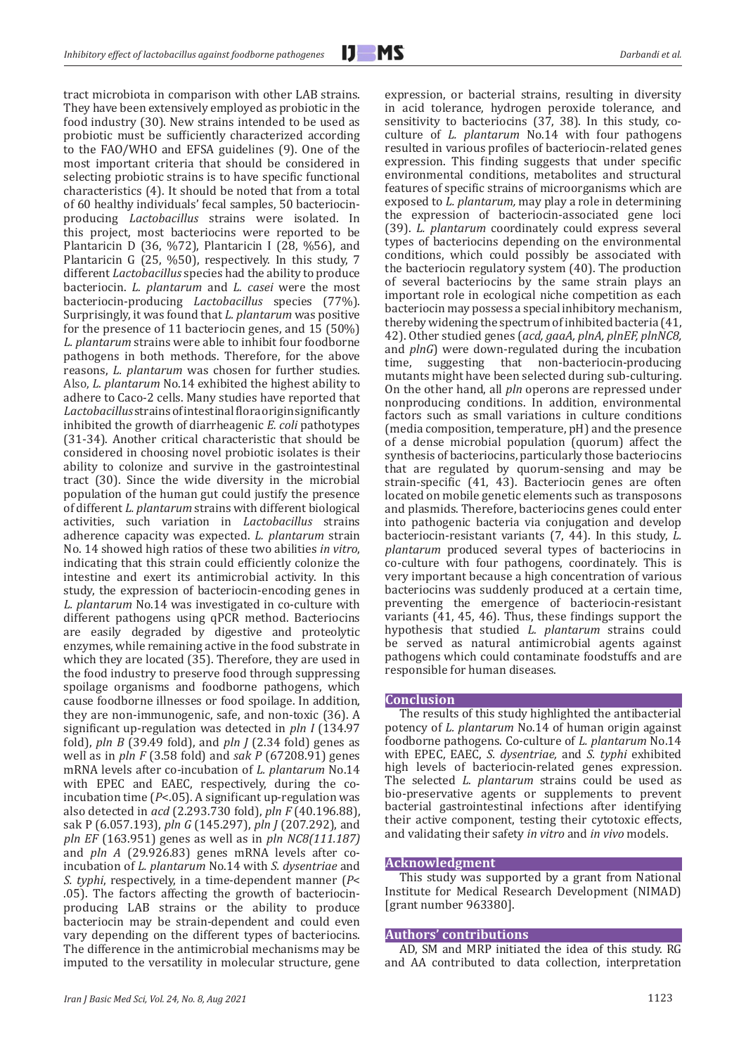tract microbiota in comparison with other LAB strains. They have been extensively employed as probiotic in the food industry (30). New strains intended to be used as probiotic must be sufficiently characterized according to the FAO/WHO and EFSA guidelines (9). One of the most important criteria that should be considered in selecting probiotic strains is to have specific functional characteristics (4). It should be noted that from a total of 60 healthy individuals' fecal samples, 50 bacteriocin-producing *Lactobacillus* strains were isolated. In this project, most bacteriocins were reported to be Plantaricin D (36, %72), Plantaricin I (28, %56), and Plantaricin G (25, %50), respectively. In this study, 7 different *Lactobacillus* species had the ability to produce bacteriocin. *L. plantarum* and *L. casei* were the most bacteriocin-producing *Lactobacillus* species (77%). Surprisingly, it was found that *L. plantarum* was positive for the presence of 11 bacteriocin genes, and 15 (50%) *L. plantarum* strains were able to inhibit four foodborne pathogens in both methods. Therefore, for the above reasons, *L. plantarum* was chosen for further studies. Also, *L. plantarum* No.14 exhibited the highest ability to adhere to Caco-2 cells. Many studies have reported that *Lactobacillus* strains of intestinal flora origin significantly inhibited the growth of diarrheagenic *E. coli* pathotypes (31-34). Another critical characteristic that should be considered in choosing novel probiotic isolates is their ability to colonize and survive in the gastrointestinal tract (30). Since the wide diversity in the microbial population of the human gut could justify the presence of different *L. plantarum* strains with different biological activities, such variation in *Lactobacillus* strains adherence capacity was expected. *L. plantarum* strain No. 14 showed high ratios of these two abilities *in vitro*, indicating that this strain could efficiently colonize the intestine and exert its antimicrobial activity. In this study, the expression of bacteriocin-encoding genes in *L. plantarum* No.14 was investigated in co-culture with different pathogens using qPCR method. Bacteriocins are easily degraded by digestive and proteolytic enzymes, while remaining active in the food substrate in which they are located (35). Therefore, they are used in the food industry to preserve food through suppressing spoilage organisms and foodborne pathogens, which cause foodborne illnesses or food spoilage. In addition, they are non-immunogenic, safe, and non-toxic (36). A significant up-regulation was detected in *pln I* (134.97 fold), *pln B* (39.49 fold), and *pln J* (2.34 fold) genes as well as in *pln F* (3.58 fold) and *sak P* (67208.91) genes mRNA levels after co-incubation of *L. plantarum* No.14 with EPEC and EAEC, respectively, during the co-incubation time ($P<.05$). A significant up-regulation was also detected in *acd* (2.293.730 fold), *pln F* (40.196.88), sak P (6.057.193), *pln G* (145.297), *pln J* (207.292), and *pln EF* (163.951) genes as well as in *pln NC8(111.187)* and *pln A* (29.926.83) genes mRNA levels after co-incubation of *L. plantarum* No.14 with *S. dysentriae* and *S. typhi*, respectively, in a time-dependent manner ($P<.05$). The factors affecting the growth of bacteriocin-producing LAB strains or the ability to produce bacteriocin may be strain-dependent and could even vary depending on the different types of bacteriocins. The difference in the antimicrobial mechanisms may be imputed to the versatility in molecular structure, gene expression, or bacterial strains, resulting in diversity in acid tolerance, hydrogen peroxide tolerance, and sensitivity to bacteriocins (37, 38). In this study, co-culture of *L. plantarum* No.14 with four pathogens resulted in various profiles of bacteriocin-related genes expression. This finding suggests that under specific environmental conditions, metabolites and structural features of specific strains of microorganisms which are exposed to *L. plantarum,* may play a role in determining the expression of bacteriocin-associated gene loci (39). *L. plantarum* coordinately could express several types of bacteriocins depending on the environmental conditions, which could possibly be associated with the bacteriocin regulatory system (40). The production of several bacteriocins by the same strain plays an important role in ecological niche competition as each bacteriocin may possess a special inhibitory mechanism, thereby widening the spectrum of inhibited bacteria (41, 42). Other studied genes (*acd, gaaA, plnA, plnEF, plnNC8,* and *plnG*) were down-regulated during the incubation time, suggesting that non-bacteriocin-producing mutants might have been selected during sub-culturing. On the other hand, all *pln* operons are repressed under nonproducing conditions. In addition, environmental factors such as small variations in culture conditions (media composition, temperature, pH) and the presence of a dense microbial population (quorum) affect the synthesis of bacteriocins, particularly those bacteriocins that are regulated by quorum-sensing and may be strain-specific (41, 43). Bacteriocin genes are often located on mobile genetic elements such as transposons and plasmids. Therefore, bacteriocins genes could enter into pathogenic bacteria via conjugation and develop bacteriocin-resistant variants (7, 44). In this study, *L. plantarum* produced several types of bacteriocins in co-culture with four pathogens, coordinately. This is very important because a high concentration of various bacteriocins was suddenly produced at a certain time, preventing the emergence of bacteriocin-resistant variants (41, 45, 46). Thus, these findings support the hypothesis that studied *L. plantarum* strains could be served as natural antimicrobial agents against pathogens which could contaminate foodstuffs and are responsible for human diseases.

## Conclusion

The results of this study highlighted the antibacterial potency of *L. plantarum* No.14 of human origin against foodborne pathogens. Co-culture of *L. plantarum* No.14 with EPEC, EAEC, *S. dysentriae,* and *S. typhi* exhibited high levels of bacteriocin-related genes expression. The selected *L. plantarum* strains could be used as bio-preservative agents or supplements to prevent bacterial gastrointestinal infections after identifying their active component, testing their cytotoxic effects, and validating their safety *in vitro* and *in vivo* models.

## Acknowledgment

This study was supported by a grant from National Institute for Medical Research Development (NIMAD) [grant number 963380].

## Authors' contributions

AD, SM and MRP initiated the idea of this study. RG and AA contributed to data collection, interpretation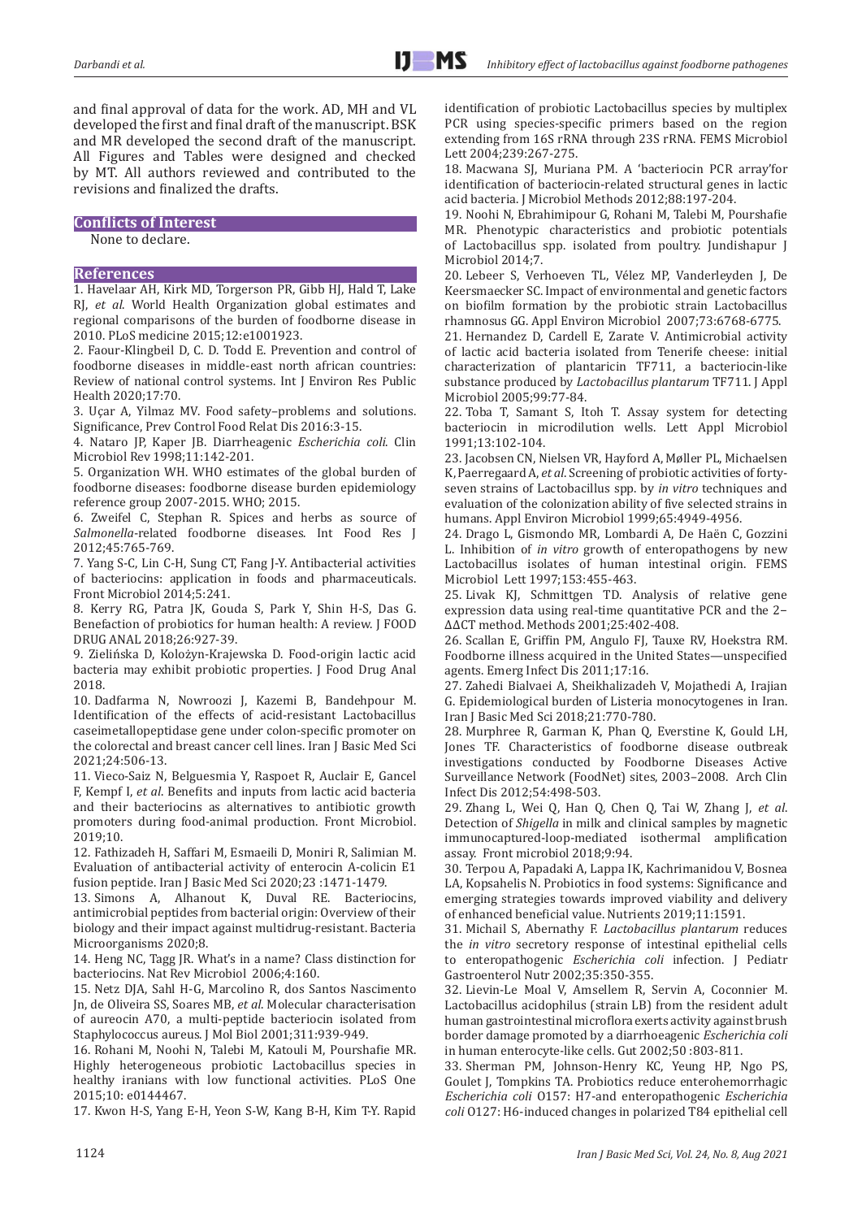and final approval of data for the work. AD, MH and VL developed the first and final draft of the manuscript. BSK and MR developed the second draft of the manuscript. All Figures and Tables were designed and checked by MT. All authors reviewed and contributed to the revisions and finalized the drafts.

## Conflicts of Interest

None to declare.

## References

1. Havelaar AH, Kirk MD, Torgerson PR, Gibb HJ, Hald T, Lake RJ, *et al*. World Health Organization global estimates and regional comparisons of the burden of foodborne disease in 2010. PLoS medicine 2015;12:e1001923.
2. Faour-Klingbeil D, C. D. Todd E. Prevention and control of foodborne diseases in middle-east north african countries: Review of national control systems. Int J Environ Res Public Health 2020;17:70.
3. Uçar A, Yilmaz MV. Food safety–problems and solutions. Significance, Prev Control Food Relat Dis 2016:3-15.
4. Nataro JP, Kaper JB. Diarrheagenic *Escherichia coli*. Clin Microbiol Rev 1998;11:142-201.
5. Organization WH. WHO estimates of the global burden of foodborne diseases: foodborne disease burden epidemiology reference group 2007-2015. WHO; 2015.
6. Zweifel C, Stephan R. Spices and herbs as source of *Salmonella*-related foodborne diseases. Int Food Res J 2012;45:765-769.
7. Yang S-C, Lin C-H, Sung CT, Fang J-Y. Antibacterial activities of bacteriocins: application in foods and pharmaceuticals. Front Microbiol 2014;5:241.
8. Kerry RG, Patra JK, Gouda S, Park Y, Shin H-S, Das G. Benefaction of probiotics for human health: A review. J FOOD DRUG ANAL 2018;26:927-39.
9. Zielińska D, Kolożyn-Krajewska D. Food-origin lactic acid bacteria may exhibit probiotic properties. J Food Drug Anal 2018.
10. Dadfarma N, Nowroozi J, Kazemi B, Bandehpour M. Identification of the effects of acid-resistant Lactobacillus caseimetallopeptidase gene under colon-specific promoter on the colorectal and breast cancer cell lines. Iran J Basic Med Sci 2021;24:506-13.
11. Vieco-Saiz N, Belguesmia Y, Raspoet R, Auclair E, Gancel F, Kempf I, *et al*. Benefits and inputs from lactic acid bacteria and their bacteriocins as alternatives to antibiotic growth promoters during food-animal production. Front Microbiol. 2019;10.
12. Fathizadeh H, Saffari M, Esmaeili D, Moniri R, Salimian M. Evaluation of antibacterial activity of enterocin A-colicin E1 fusion peptide. Iran J Basic Med Sci 2020;23 :1471-1479.
13. Simons A, Alhanout K, Duval RE. Bacteriocins, antimicrobial peptides from bacterial origin: Overview of their biology and their impact against multidrug-resistant. Bacteria Microorganisms 2020;8.
14. Heng NC, Tagg JR. What's in a name? Class distinction for bacteriocins. Nat Rev Microbiol 2006;4:160.
15. Netz DJA, Sahl H-G, Marcolino R, dos Santos Nascimento Jn, de Oliveira SS, Soares MB, *et al*. Molecular characterisation of aureocin A70, a multi-peptide bacteriocin isolated from Staphylococcus aureus. J Mol Biol 2001;311:939-949.
16. Rohani M, Noohi N, Talebi M, Katouli M, Pourshafie MR. Highly heterogeneous probiotic Lactobacillus species in healthy iranians with low functional activities. PLoS One 2015;10: e0144467.
17. Kwon H-S, Yang E-H, Yeon S-W, Kang B-H, Kim T-Y. Rapid identification of probiotic Lactobacillus species by multiplex PCR using species-specific primers based on the region extending from 16S rRNA through 23S rRNA. FEMS Microbiol Lett 2004;239:267-275.
18. Macwana SJ, Muriana PM. A 'bacteriocin PCR array'for identification of bacteriocin-related structural genes in lactic acid bacteria. J Microbiol Methods 2012;88:197-204.
19. Noohi N, Ebrahimipour G, Rohani M, Talebi M, Pourshafie MR. Phenotypic characteristics and probiotic potentials of Lactobacillus spp. isolated from poultry. Jundishapur J Microbiol 2014;7.
20. Lebeer S, Verhoeven TL, Vélez MP, Vanderleyden J, De Keersmaecker SC. Impact of environmental and genetic factors on biofilm formation by the probiotic strain Lactobacillus rhamnosus GG. Appl Environ Microbiol 2007;73:6768-6775.
21. Hernandez D, Cardell E, Zarate V. Antimicrobial activity of lactic acid bacteria isolated from Tenerife cheese: initial characterization of plantaricin TF711, a bacteriocin-like substance produced by *Lactobacillus plantarum* TF711. J Appl Microbiol 2005;99:77-84.
22. Toba T, Samant S, Itoh T. Assay system for detecting bacteriocin in microdilution wells. Lett Appl Microbiol 1991;13:102-104.
23. Jacobsen CN, Nielsen VR, Hayford A, Møller PL, Michaelsen K, Paerregaard A, *et al*. Screening of probiotic activities of forty-seven strains of Lactobacillus spp. by *in vitro* techniques and evaluation of the colonization ability of five selected strains in humans. Appl Environ Microbiol 1999;65:4949-4956.
24. Drago L, Gismondo MR, Lombardi A, De Haën C, Gozzini L. Inhibition of *in vitro* growth of enteropathogens by new Lactobacillus isolates of human intestinal origin. FEMS Microbiol Lett 1997;153:455-463.
25. Livak KJ, Schmittgen TD. Analysis of relative gene expression data using real-time quantitative PCR and the 2−ΔΔCT method. Methods 2001;25:402-408.
26. Scallan E, Griffin PM, Angulo FJ, Tauxe RV, Hoekstra RM. Foodborne illness acquired in the United States—unspecified agents. Emerg Infect Dis 2011;17:16.
27. Zahedi Bialvaei A, Sheikhalizadeh V, Mojathedi A, Irajian G. Epidemiological burden of Listeria monocytogenes in Iran. Iran J Basic Med Sci 2018;21:770-780.
28. Murphree R, Garman K, Phan Q, Everstine K, Gould LH, Jones TF. Characteristics of foodborne disease outbreak investigations conducted by Foodborne Diseases Active Surveillance Network (FoodNet) sites, 2003–2008. Arch Clin Infect Dis 2012;54:498-503.
29. Zhang L, Wei Q, Han Q, Chen Q, Tai W, Zhang J, *et al*. Detection of *Shigella* in milk and clinical samples by magnetic immunocaptured-loop-mediated isothermal amplification assay. Front microbiol 2018;9:94.
30. Terpou A, Papadaki A, Lappa IK, Kachrimanidou V, Bosnea LA, Kopsahelis N. Probiotics in food systems: Significance and emerging strategies towards improved viability and delivery of enhanced beneficial value. Nutrients 2019;11:1591.
31. Michail S, Abernathy F. *Lactobacillus plantarum* reduces the *in vitro* secretory response of intestinal epithelial cells to enteropathogenic *Escherichia coli* infection. J Pediatr Gastroenterol Nutr 2002;35:350-355.
32. Lievin-Le Moal V, Amsellem R, Servin A, Coconnier M. Lactobacillus acidophilus (strain LB) from the resident adult human gastrointestinal microflora exerts activity against brush border damage promoted by a diarrhoeagenic *Escherichia coli* in human enterocyte-like cells. Gut 2002;50 :803-811.
33. Sherman PM, Johnson-Henry KC, Yeung HP, Ngo PS, Goulet J, Tompkins TA. Probiotics reduce enterohemorrhagic *Escherichia coli* O157: H7-and enteropathogenic *Escherichia coli* O127: H6-induced changes in polarized T84 epithelial cell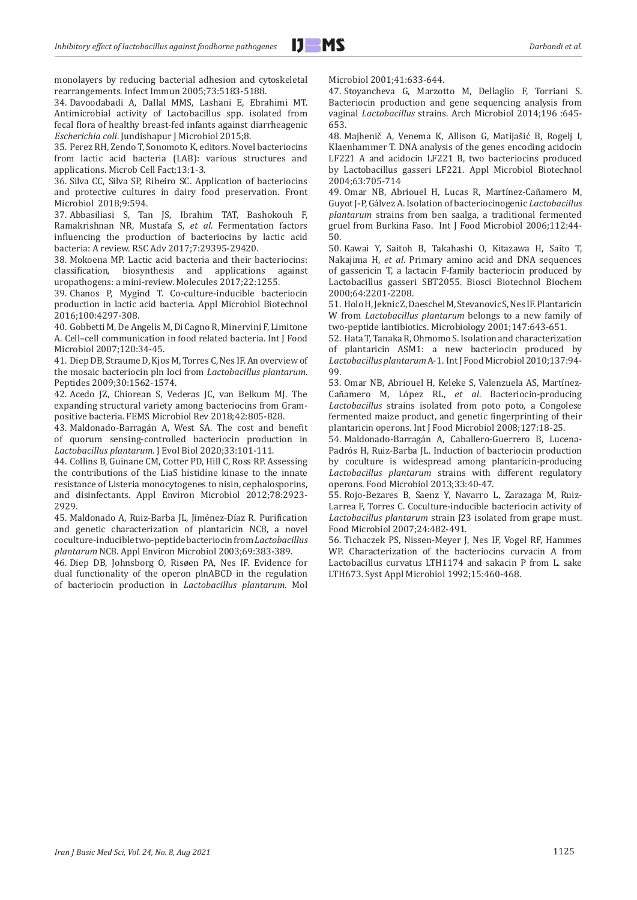monolayers by reducing bacterial adhesion and cytoskeletal rearrangements. Infect Immun 2005;73:5183-5188.

34. Davoodabadi A, Dallal MMS, Lashani E, Ebrahimi MT. Antimicrobial activity of Lactobacillus spp. isolated from fecal flora of healthy breast-fed infants against diarrheagenic *Escherichia coli*. Jundishapur J Microbiol 2015;8.

35. Perez RH, Zendo T, Sonomoto K, editors. Novel bacteriocins from lactic acid bacteria (LAB): various structures and applications. Microb Cell Fact;13:1-3.

36. Silva CC, Silva SP, Ribeiro SC. Application of bacteriocins and protective cultures in dairy food preservation. Front Microbiol 2018;9:594.

37. Abbasiliasi S, Tan JS, Ibrahim TAT, Bashokouh F, Ramakrishnan NR, Mustafa S, *et al*. Fermentation factors influencing the production of bacteriocins by lactic acid bacteria: A review. RSC Adv 2017;7:29395-29420.

38. Mokoena MP. Lactic acid bacteria and their bacteriocins: classification, biosynthesis and applications against uropathogens: a mini-review. Molecules 2017;22:1255.

39. Chanos P, Mygind T. Co-culture-inducible bacteriocin production in lactic acid bacteria. Appl Microbiol Biotechnol 2016;100:4297-308.

40. Gobbetti M, De Angelis M, Di Cagno R, Minervini F, Limitone A. Cell–cell communication in food related bacteria. Int J Food Microbiol 2007;120:34-45.

41. Diep DB, Straume D, Kjos M, Torres C, Nes IF. An overview of the mosaic bacteriocin pln loci from *Lactobacillus plantarum*. Peptides 2009;30:1562-1574.

42. Acedo JZ, Chiorean S, Vederas JC, van Belkum MJ. The expanding structural variety among bacteriocins from Gram-positive bacteria. FEMS Microbiol Rev 2018;42:805-828.

43. Maldonado-Barragán A, West SA. The cost and benefit of quorum sensing-controlled bacteriocin production in *Lactobacillus plantarum*. J Evol Biol 2020;33:101-111.

44. Collins B, Guinane CM, Cotter PD, Hill C, Ross RP. Assessing the contributions of the LiaS histidine kinase to the innate resistance of Listeria monocytogenes to nisin, cephalosporins, and disinfectants. Appl Environ Microbiol 2012;78:2923-2929.

45. Maldonado A, Ruiz-Barba JL, Jiménez-Díaz R. Purification and genetic characterization of plantaricin NC8, a novel coculture-inducible two-peptide bacteriocin from *Lactobacillus plantarum* NC8. Appl Environ Microbiol 2003;69:383-389.

46. Diep DB, Johnsborg O, Risøen PA, Nes IF. Evidence for dual functionality of the operon plnABCD in the regulation of bacteriocin production in *Lactobacillus plantarum*. Mol Microbiol 2001;41:633-644.

47. Stoyancheva G, Marzotto M, Dellaglio F, Torriani S. Bacteriocin production and gene sequencing analysis from vaginal *Lactobacillus* strains. Arch Microbiol 2014;196 :645-653.

48. Majhenič A, Venema K, Allison G, Matijašić B, Rogelj I, Klaenhammer T. DNA analysis of the genes encoding acidocin LF221 A and acidocin LF221 B, two bacteriocins produced by Lactobacillus gasseri LF221. Appl Microbiol Biotechnol 2004;63:705-714

49. Omar NB, Abriouel H, Lucas R, Martínez-Cañamero M, Guyot J-P, Gálvez A. Isolation of bacteriocinogenic *Lactobacillus plantarum* strains from ben saalga, a traditional fermented gruel from Burkina Faso. Int J Food Microbiol 2006;112:44-50.

50. Kawai Y, Saitoh B, Takahashi O, Kitazawa H, Saito T, Nakajima H, *et al*. Primary amino acid and DNA sequences of gassericin T, a lactacin F-family bacteriocin produced by Lactobacillus gasseri SBT2055. Biosci Biotechnol Biochem 2000;64:2201-2208.

51. Holo H, Jeknic Z, Daeschel M, Stevanovic S, Nes IF. Plantaricin W from *Lactobacillus plantarum* belongs to a new family of two-peptide lantibiotics. Microbiology 2001;147:643-651.

52. Hata T, Tanaka R, Ohmomo S. Isolation and characterization of plantaricin ASM1: a new bacteriocin produced by *Lactobacillus plantarum* A-1. Int J Food Microbiol 2010;137:94-99.

53. Omar NB, Abriouel H, Keleke S, Valenzuela AS, Martínez-Cañamero M, López RL, *et al*. Bacteriocin-producing *Lactobacillus* strains isolated from poto poto, a Congolese fermented maize product, and genetic fingerprinting of their plantaricin operons. Int J Food Microbiol 2008;127:18-25.

54. Maldonado-Barragán A, Caballero-Guerrero B, Lucena-Padrós H, Ruiz-Barba JL. Induction of bacteriocin production by coculture is widespread among plantaricin-producing *Lactobacillus plantarum* strains with different regulatory operons. Food Microbiol 2013;33:40-47.

55. Rojo-Bezares B, Saenz Y, Navarro L, Zarazaga M, Ruiz-Larrea F, Torres C. Coculture-inducible bacteriocin activity of *Lactobacillus plantarum* strain J23 isolated from grape must. Food Microbiol 2007;24:482-491.

56. Tichaczek PS, Nissen-Meyer J, Nes IF, Vogel RF, Hammes WP. Characterization of the bacteriocins curvacin A from Lactobacillus curvatus LTH1174 and sakacin P from L. sake LTH673. Syst Appl Microbiol 1992;15:460-468.